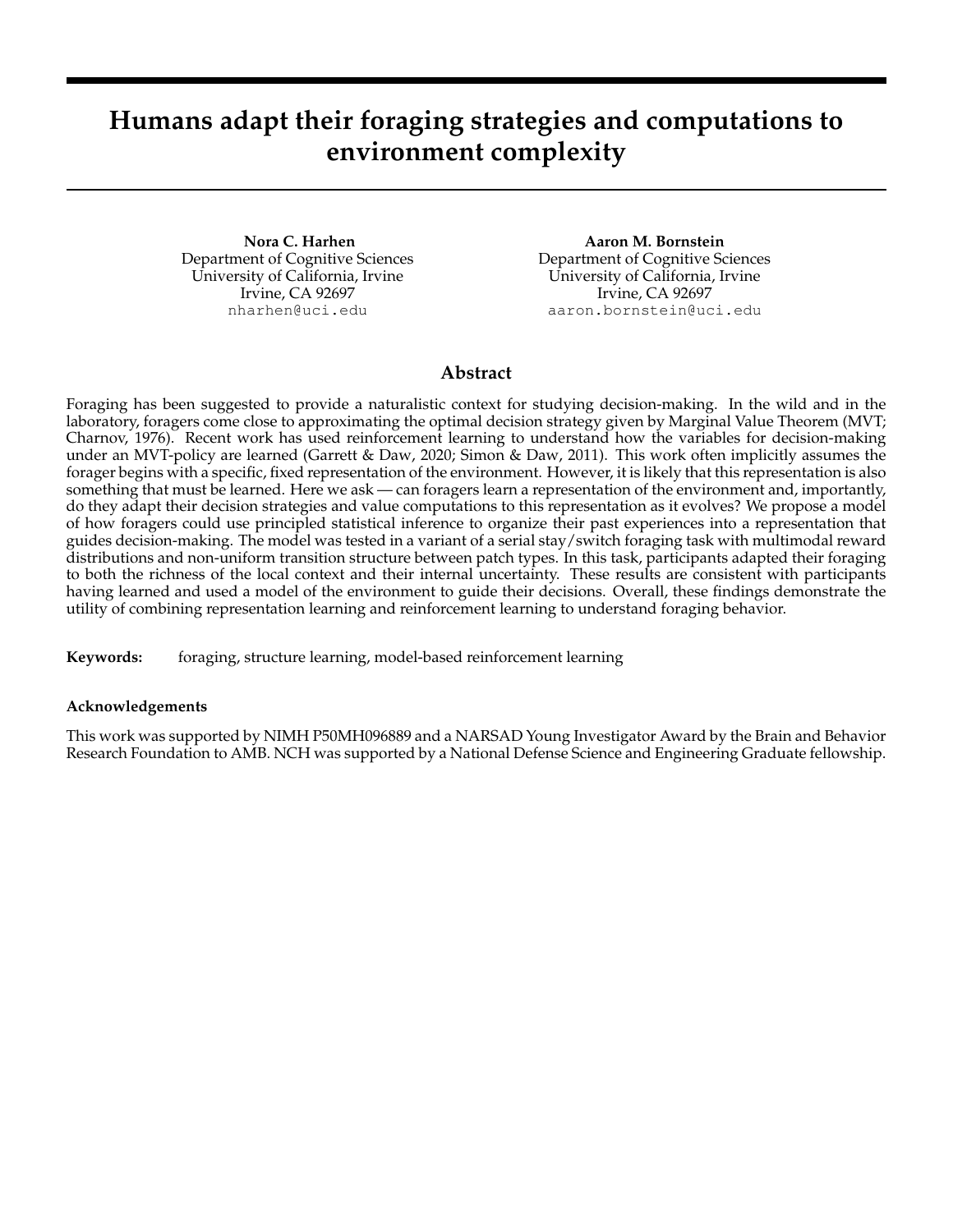# Humans adapt their foraging strategies and computations to environment complexity

**Nora C. Harhen**
Department of Cognitive Sciences
University of California, Irvine
Irvine, CA 92697
nharhen@uci.edu

**Aaron M. Bornstein**
Department of Cognitive Sciences
University of California, Irvine
Irvine, CA 92697
aaron.bornstein@uci.edu

## Abstract

Foraging has been suggested to provide a naturalistic context for studying decision-making. In the wild and in the laboratory, foragers come close to approximating the optimal decision strategy given by Marginal Value Theorem (MVT; Charnov, 1976). Recent work has used reinforcement learning to understand how the variables for decision-making under an MVT-policy are learned (Garrett & Daw, 2020; Simon & Daw, 2011). This work often implicitly assumes the forager begins with a specific, fixed representation of the environment. However, it is likely that this representation is also something that must be learned. Here we ask — can foragers learn a representation of the environment and, importantly, do they adapt their decision strategies and value computations to this representation as it evolves? We propose a model of how foragers could use principled statistical inference to organize their past experiences into a representation that guides decision-making. The model was tested in a variant of a serial stay/switch foraging task with multimodal reward distributions and non-uniform transition structure between patch types. In this task, participants adapted their foraging to both the richness of the local context and their internal uncertainty. These results are consistent with participants having learned and used a model of the environment to guide their decisions. Overall, these findings demonstrate the utility of combining representation learning and reinforcement learning to understand foraging behavior.

**Keywords:** foraging, structure learning, model-based reinforcement learning

### Acknowledgements

This work was supported by NIMH P50MH096889 and a NARSAD Young Investigator Award by the Brain and Behavior Research Foundation to AMB. NCH was supported by a National Defense Science and Engineering Graduate fellowship.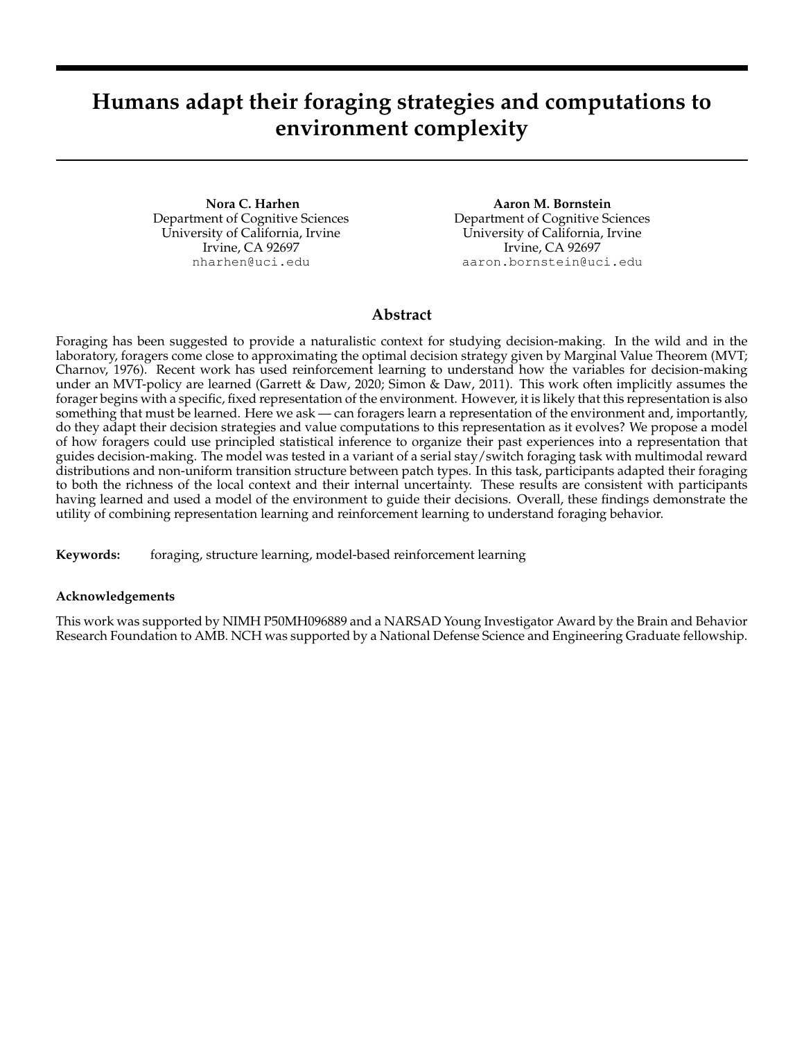# Humans adapt their foraging strategies and computations to environment complexity

**Nora C. Harhen**
Department of Cognitive Sciences
University of California, Irvine
Irvine, CA 92697
nharhen@uci.edu

**Aaron M. Bornstein**
Department of Cognitive Sciences
University of California, Irvine
Irvine, CA 92697
aaron.bornstein@uci.edu

## Abstract

Foraging has been suggested to provide a naturalistic context for studying decision-making. In the wild and in the laboratory, foragers come close to approximating the optimal decision strategy given by Marginal Value Theorem (MVT; Charnov, 1976). Recent work has used reinforcement learning to understand how the variables for decision-making under an MVT-policy are learned (Garrett & Daw, 2020; Simon & Daw, 2011). This work often implicitly assumes the forager begins with a specific, fixed representation of the environment. However, it is likely that this representation is also something that must be learned. Here we ask — can foragers learn a representation of the environment and, importantly, do they adapt their decision strategies and value computations to this representation as it evolves? We propose a model of how foragers could use principled statistical inference to organize their past experiences into a representation that guides decision-making. The model was tested in a variant of a serial stay/switch foraging task with multimodal reward distributions and non-uniform transition structure between patch types. In this task, participants adapted their foraging to both the richness of the local context and their internal uncertainty. These results are consistent with participants having learned and used a model of the environment to guide their decisions. Overall, these findings demonstrate the utility of combining representation learning and reinforcement learning to understand foraging behavior.

**Keywords:** foraging, structure learning, model-based reinforcement learning

### Acknowledgements

This work was supported by NIMH P50MH096889 and a NARSAD Young Investigator Award by the Brain and Behavior Research Foundation to AMB. NCH was supported by a National Defense Science and Engineering Graduate fellowship.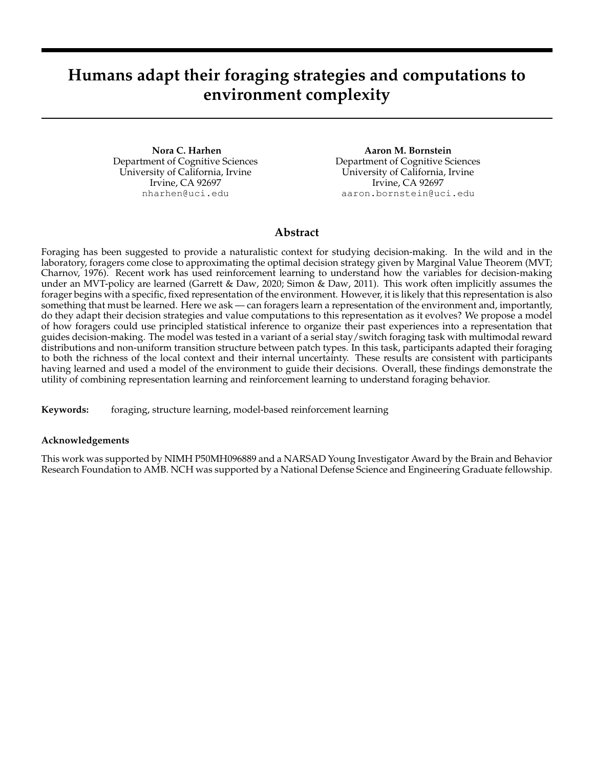# Humans adapt their foraging strategies and computations to environment complexity

**Nora C. Harhen**
Department of Cognitive Sciences
University of California, Irvine
Irvine, CA 92697
nharhen@uci.edu

**Aaron M. Bornstein**
Department of Cognitive Sciences
University of California, Irvine
Irvine, CA 92697
aaron.bornstein@uci.edu

## Abstract

Foraging has been suggested to provide a naturalistic context for studying decision-making. In the wild and in the laboratory, foragers come close to approximating the optimal decision strategy given by Marginal Value Theorem (MVT; Charnov, 1976). Recent work has used reinforcement learning to understand how the variables for decision-making under an MVT-policy are learned (Garrett & Daw, 2020; Simon & Daw, 2011). This work often implicitly assumes the forager begins with a specific, fixed representation of the environment. However, it is likely that this representation is also something that must be learned. Here we ask — can foragers learn a representation of the environment and, importantly, do they adapt their decision strategies and value computations to this representation as it evolves? We propose a model of how foragers could use principled statistical inference to organize their past experiences into a representation that guides decision-making. The model was tested in a variant of a serial stay/switch foraging task with multimodal reward distributions and non-uniform transition structure between patch types. In this task, participants adapted their foraging to both the richness of the local context and their internal uncertainty. These results are consistent with participants having learned and used a model of the environment to guide their decisions. Overall, these findings demonstrate the utility of combining representation learning and reinforcement learning to understand foraging behavior.

**Keywords:** foraging, structure learning, model-based reinforcement learning

#### Acknowledgements

This work was supported by NIMH P50MH096889 and a NARSAD Young Investigator Award by the Brain and Behavior Research Foundation to AMB. NCH was supported by a National Defense Science and Engineering Graduate fellowship.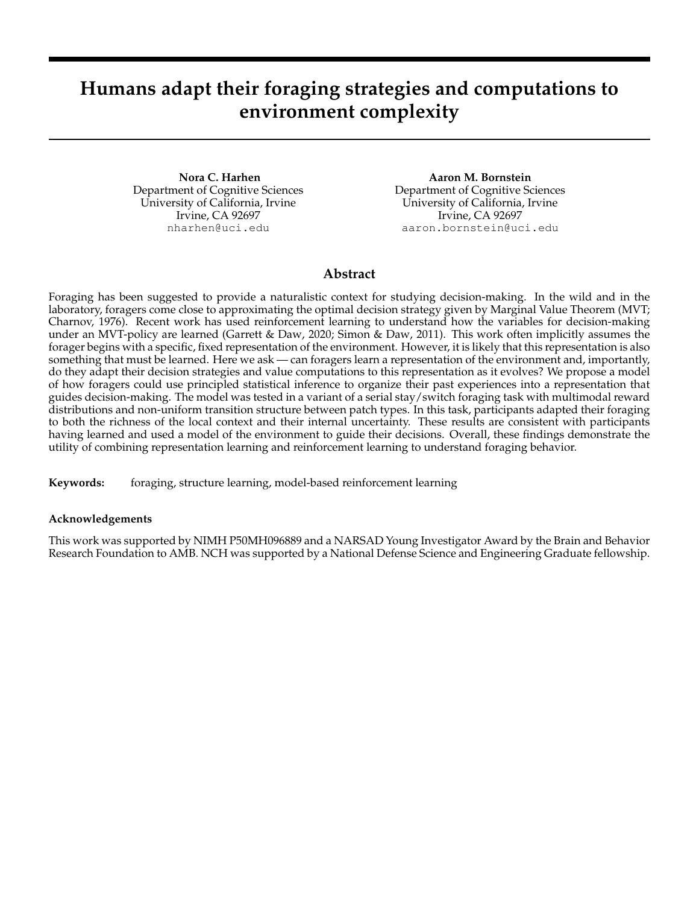# Humans adapt their foraging strategies and computations to environment complexity

**Nora C. Harhen**
Department of Cognitive Sciences
University of California, Irvine
Irvine, CA 92697
nharhen@uci.edu

**Aaron M. Bornstein**
Department of Cognitive Sciences
University of California, Irvine
Irvine, CA 92697
aaron.bornstein@uci.edu

## Abstract

Foraging has been suggested to provide a naturalistic context for studying decision-making. In the wild and in the laboratory, foragers come close to approximating the optimal decision strategy given by Marginal Value Theorem (MVT; Charnov, 1976). Recent work has used reinforcement learning to understand how the variables for decision-making under an MVT-policy are learned (Garrett & Daw, 2020; Simon & Daw, 2011). This work often implicitly assumes the forager begins with a specific, fixed representation of the environment. However, it is likely that this representation is also something that must be learned. Here we ask — can foragers learn a representation of the environment and, importantly, do they adapt their decision strategies and value computations to this representation as it evolves? We propose a model of how foragers could use principled statistical inference to organize their past experiences into a representation that guides decision-making. The model was tested in a variant of a serial stay/switch foraging task with multimodal reward distributions and non-uniform transition structure between patch types. In this task, participants adapted their foraging to both the richness of the local context and their internal uncertainty. These results are consistent with participants having learned and used a model of the environment to guide their decisions. Overall, these findings demonstrate the utility of combining representation learning and reinforcement learning to understand foraging behavior.

**Keywords:** foraging, structure learning, model-based reinforcement learning

### Acknowledgements

This work was supported by NIMH P50MH096889 and a NARSAD Young Investigator Award by the Brain and Behavior Research Foundation to AMB. NCH was supported by a National Defense Science and Engineering Graduate fellowship.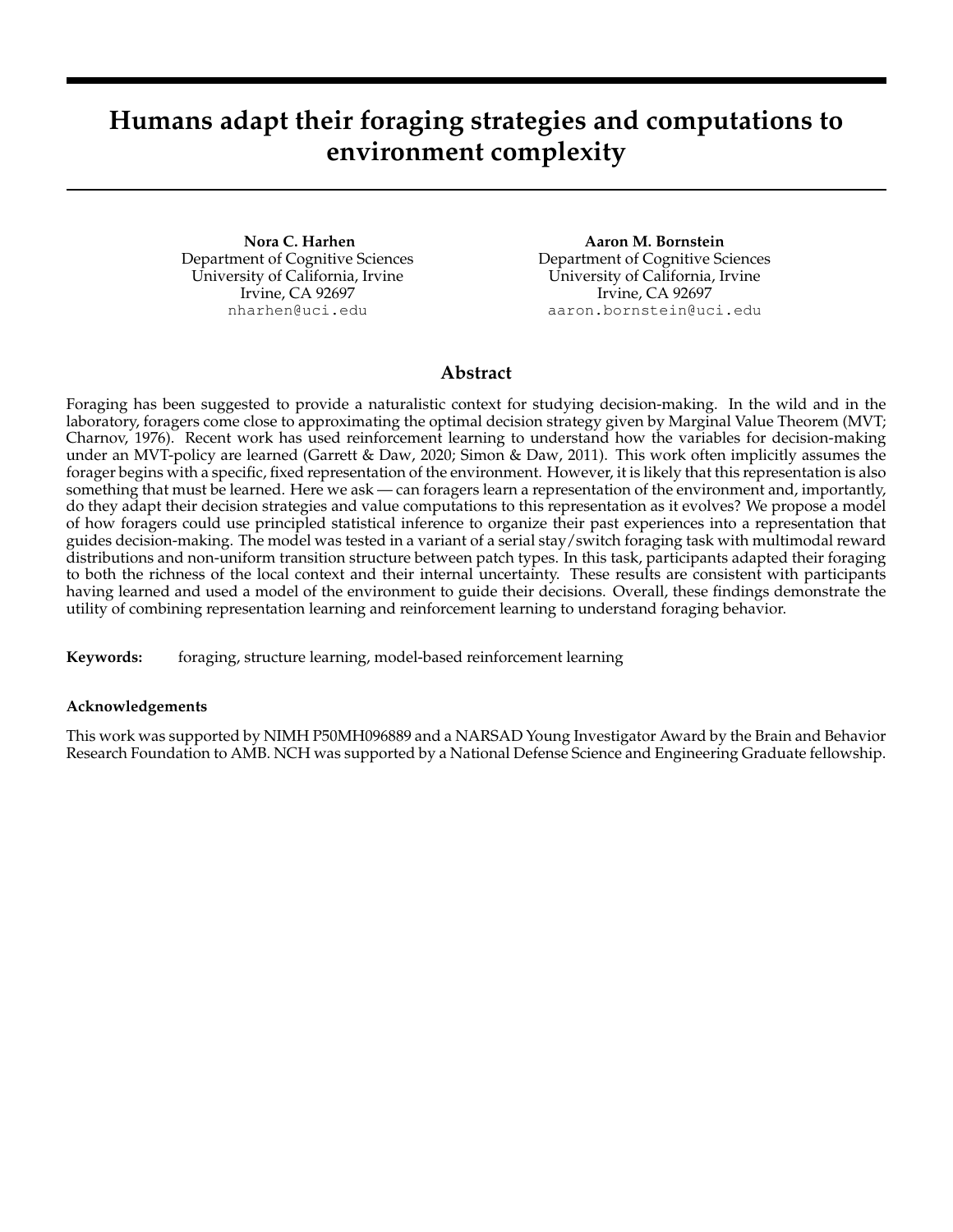# Humans adapt their foraging strategies and computations to environment complexity

**Nora C. Harhen**
Department of Cognitive Sciences
University of California, Irvine
Irvine, CA 92697
nharhen@uci.edu

**Aaron M. Bornstein**
Department of Cognitive Sciences
University of California, Irvine
Irvine, CA 92697
aaron.bornstein@uci.edu

## Abstract

Foraging has been suggested to provide a naturalistic context for studying decision-making. In the wild and in the laboratory, foragers come close to approximating the optimal decision strategy given by Marginal Value Theorem (MVT; Charnov, 1976). Recent work has used reinforcement learning to understand how the variables for decision-making under an MVT-policy are learned (Garrett & Daw, 2020; Simon & Daw, 2011). This work often implicitly assumes the forager begins with a specific, fixed representation of the environment. However, it is likely that this representation is also something that must be learned. Here we ask — can foragers learn a representation of the environment and, importantly, do they adapt their decision strategies and value computations to this representation as it evolves? We propose a model of how foragers could use principled statistical inference to organize their past experiences into a representation that guides decision-making. The model was tested in a variant of a serial stay/switch foraging task with multimodal reward distributions and non-uniform transition structure between patch types. In this task, participants adapted their foraging to both the richness of the local context and their internal uncertainty. These results are consistent with participants having learned and used a model of the environment to guide their decisions. Overall, these findings demonstrate the utility of combining representation learning and reinforcement learning to understand foraging behavior.

**Keywords:** foraging, structure learning, model-based reinforcement learning

### Acknowledgements

This work was supported by NIMH P50MH096889 and a NARSAD Young Investigator Award by the Brain and Behavior Research Foundation to AMB. NCH was supported by a National Defense Science and Engineering Graduate fellowship.